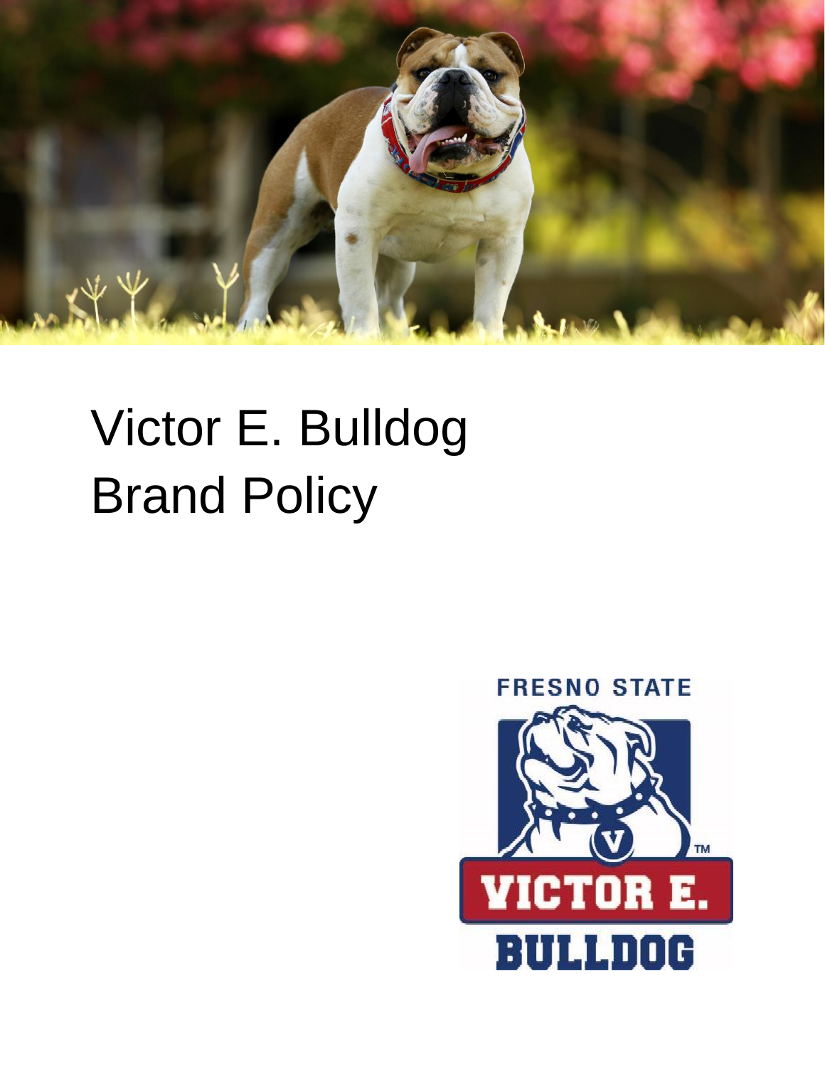# Victor E. Bulldog Brand Policy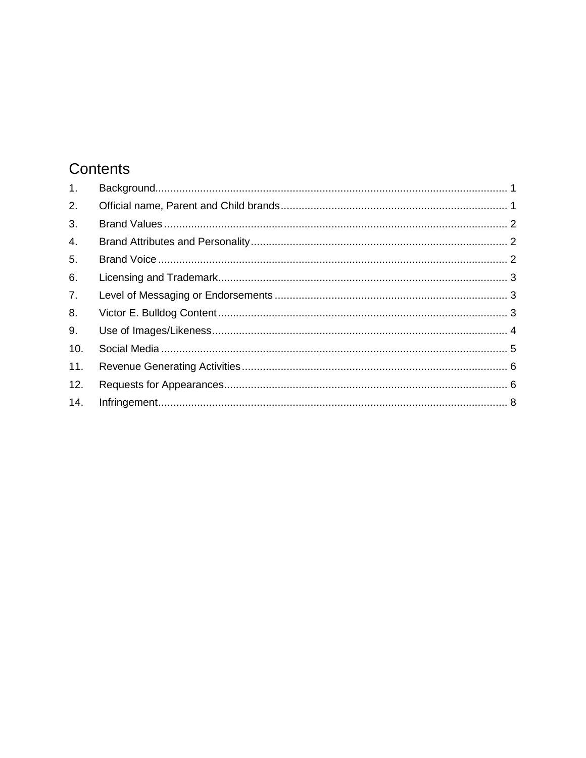# Contents

1. Background ..... 1
2. Official name, Parent and Child brands ..... 1
3. Brand Values ..... 2
4. Brand Attributes and Personality ..... 2
5. Brand Voice ..... 2
6. Licensing and Trademark ..... 3
7. Level of Messaging or Endorsements ..... 3
8. Victor E. Bulldog Content ..... 3
9. Use of Images/Likeness ..... 4
10. Social Media ..... 5
11. Revenue Generating Activities ..... 6
12. Requests for Appearances ..... 6
14. Infringement ..... 8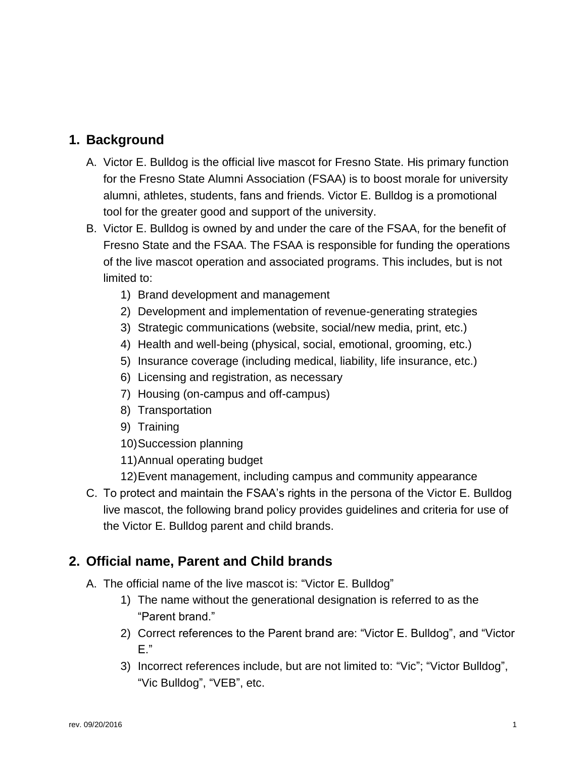## 1. Background

A. Victor E. Bulldog is the official live mascot for Fresno State. His primary function for the Fresno State Alumni Association (FSAA) is to boost morale for university alumni, athletes, students, fans and friends. Victor E. Bulldog is a promotional tool for the greater good and support of the university.

B. Victor E. Bulldog is owned by and under the care of the FSAA, for the benefit of Fresno State and the FSAA. The FSAA is responsible for funding the operations of the live mascot operation and associated programs. This includes, but is not limited to:

   1) Brand development and management
   2) Development and implementation of revenue-generating strategies
   3) Strategic communications (website, social/new media, print, etc.)
   4) Health and well-being (physical, social, emotional, grooming, etc.)
   5) Insurance coverage (including medical, liability, life insurance, etc.)
   6) Licensing and registration, as necessary
   7) Housing (on-campus and off-campus)
   8) Transportation
   9) Training
   10) Succession planning
   11) Annual operating budget
   12) Event management, including campus and community appearance

C. To protect and maintain the FSAA's rights in the persona of the Victor E. Bulldog live mascot, the following brand policy provides guidelines and criteria for use of the Victor E. Bulldog parent and child brands.

## 2. Official name, Parent and Child brands

A. The official name of the live mascot is: "Victor E. Bulldog"

   1) The name without the generational designation is referred to as the "Parent brand."
   2) Correct references to the Parent brand are: "Victor E. Bulldog", and "Victor E."
   3) Incorrect references include, but are not limited to: "Vic"; "Victor Bulldog", "Vic Bulldog", "VEB", etc.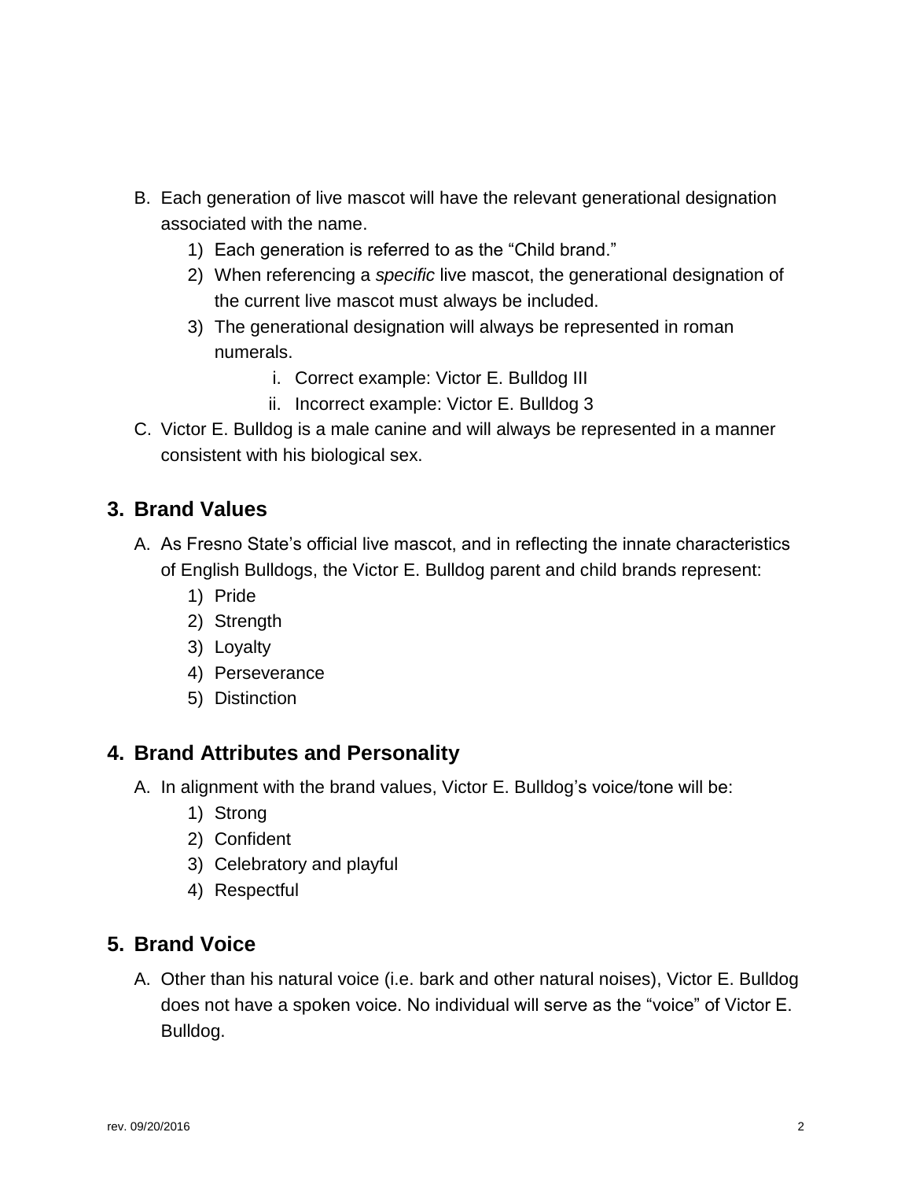B. Each generation of live mascot will have the relevant generational designation associated with the name.
   1) Each generation is referred to as the "Child brand."
   2) When referencing a *specific* live mascot, the generational designation of the current live mascot must always be included.
   3) The generational designation will always be represented in roman numerals.
      i. Correct example: Victor E. Bulldog III
      ii. Incorrect example: Victor E. Bulldog 3

C. Victor E. Bulldog is a male canine and will always be represented in a manner consistent with his biological sex.

## 3. Brand Values

A. As Fresno State's official live mascot, and in reflecting the innate characteristics of English Bulldogs, the Victor E. Bulldog parent and child brands represent:
   1) Pride
   2) Strength
   3) Loyalty
   4) Perseverance
   5) Distinction

## 4. Brand Attributes and Personality

A. In alignment with the brand values, Victor E. Bulldog's voice/tone will be:
   1) Strong
   2) Confident
   3) Celebratory and playful
   4) Respectful

## 5. Brand Voice

A. Other than his natural voice (i.e. bark and other natural noises), Victor E. Bulldog does not have a spoken voice. No individual will serve as the "voice" of Victor E. Bulldog.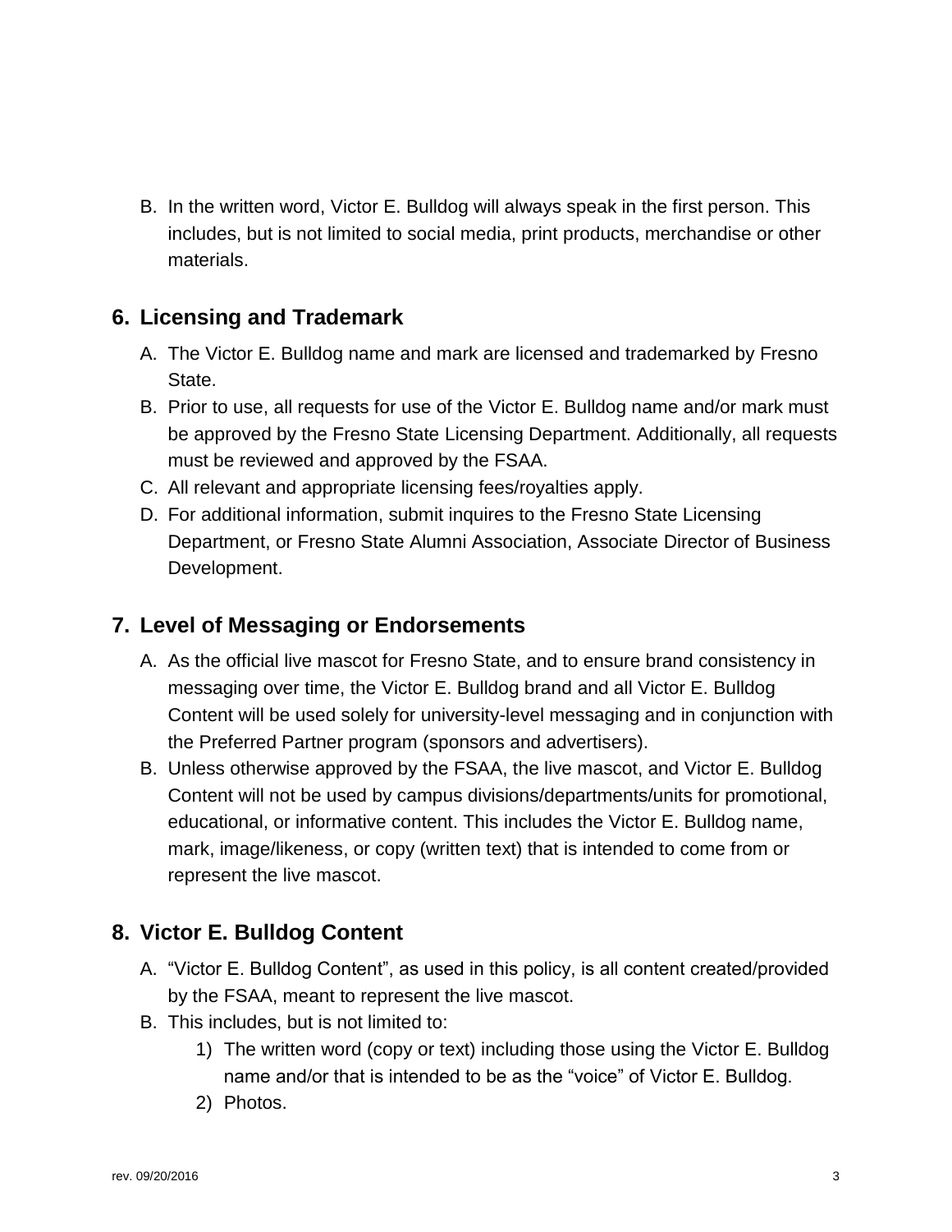B. In the written word, Victor E. Bulldog will always speak in the first person. This includes, but is not limited to social media, print products, merchandise or other materials.

## 6. Licensing and Trademark

A. The Victor E. Bulldog name and mark are licensed and trademarked by Fresno State.

B. Prior to use, all requests for use of the Victor E. Bulldog name and/or mark must be approved by the Fresno State Licensing Department. Additionally, all requests must be reviewed and approved by the FSAA.

C. All relevant and appropriate licensing fees/royalties apply.

D. For additional information, submit inquires to the Fresno State Licensing Department, or Fresno State Alumni Association, Associate Director of Business Development.

## 7. Level of Messaging or Endorsements

A. As the official live mascot for Fresno State, and to ensure brand consistency in messaging over time, the Victor E. Bulldog brand and all Victor E. Bulldog Content will be used solely for university-level messaging and in conjunction with the Preferred Partner program (sponsors and advertisers).

B. Unless otherwise approved by the FSAA, the live mascot, and Victor E. Bulldog Content will not be used by campus divisions/departments/units for promotional, educational, or informative content. This includes the Victor E. Bulldog name, mark, image/likeness, or copy (written text) that is intended to come from or represent the live mascot.

## 8. Victor E. Bulldog Content

A. "Victor E. Bulldog Content", as used in this policy, is all content created/provided by the FSAA, meant to represent the live mascot.

B. This includes, but is not limited to:

1) The written word (copy or text) including those using the Victor E. Bulldog name and/or that is intended to be as the "voice" of Victor E. Bulldog.

2) Photos.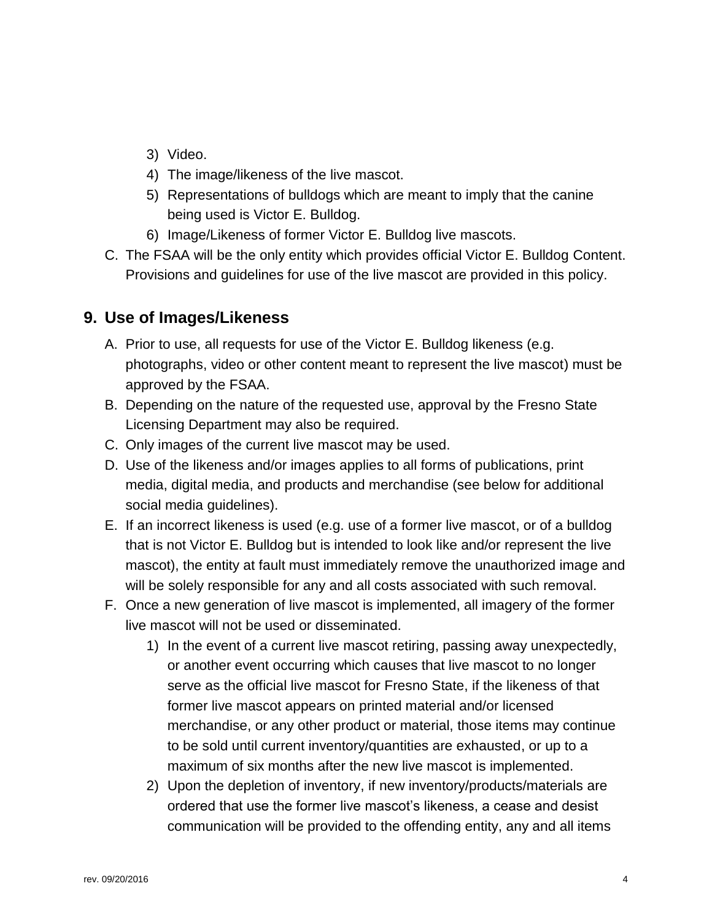3) Video.
4) The image/likeness of the live mascot.
5) Representations of bulldogs which are meant to imply that the canine being used is Victor E. Bulldog.
6) Image/Likeness of former Victor E. Bulldog live mascots.

C. The FSAA will be the only entity which provides official Victor E. Bulldog Content. Provisions and guidelines for use of the live mascot are provided in this policy.

## 9. Use of Images/Likeness

A. Prior to use, all requests for use of the Victor E. Bulldog likeness (e.g. photographs, video or other content meant to represent the live mascot) must be approved by the FSAA.

B. Depending on the nature of the requested use, approval by the Fresno State Licensing Department may also be required.

C. Only images of the current live mascot may be used.

D. Use of the likeness and/or images applies to all forms of publications, print media, digital media, and products and merchandise (see below for additional social media guidelines).

E. If an incorrect likeness is used (e.g. use of a former live mascot, or of a bulldog that is not Victor E. Bulldog but is intended to look like and/or represent the live mascot), the entity at fault must immediately remove the unauthorized image and will be solely responsible for any and all costs associated with such removal.

F. Once a new generation of live mascot is implemented, all imagery of the former live mascot will not be used or disseminated.

1) In the event of a current live mascot retiring, passing away unexpectedly, or another event occurring which causes that live mascot to no longer serve as the official live mascot for Fresno State, if the likeness of that former live mascot appears on printed material and/or licensed merchandise, or any other product or material, those items may continue to be sold until current inventory/quantities are exhausted, or up to a maximum of six months after the new live mascot is implemented.
2) Upon the depletion of inventory, if new inventory/products/materials are ordered that use the former live mascot's likeness, a cease and desist communication will be provided to the offending entity, any and all items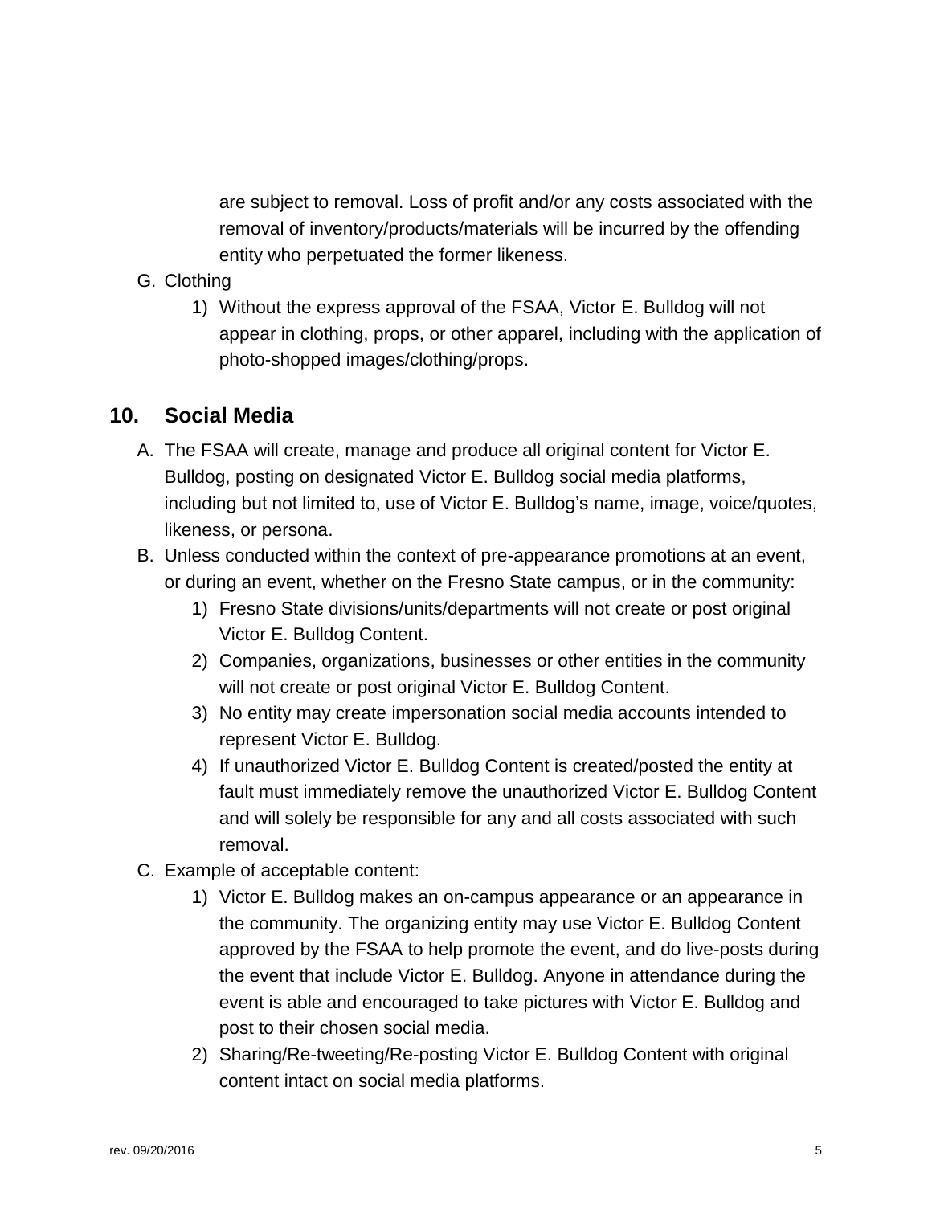are subject to removal. Loss of profit and/or any costs associated with the removal of inventory/products/materials will be incurred by the offending entity who perpetuated the former likeness.

G. Clothing
   1) Without the express approval of the FSAA, Victor E. Bulldog will not appear in clothing, props, or other apparel, including with the application of photo-shopped images/clothing/props.

## 10. Social Media

A. The FSAA will create, manage and produce all original content for Victor E. Bulldog, posting on designated Victor E. Bulldog social media platforms, including but not limited to, use of Victor E. Bulldog's name, image, voice/quotes, likeness, or persona.

B. Unless conducted within the context of pre-appearance promotions at an event, or during an event, whether on the Fresno State campus, or in the community:
   1) Fresno State divisions/units/departments will not create or post original Victor E. Bulldog Content.
   2) Companies, organizations, businesses or other entities in the community will not create or post original Victor E. Bulldog Content.
   3) No entity may create impersonation social media accounts intended to represent Victor E. Bulldog.
   4) If unauthorized Victor E. Bulldog Content is created/posted the entity at fault must immediately remove the unauthorized Victor E. Bulldog Content and will solely be responsible for any and all costs associated with such removal.

C. Example of acceptable content:
   1) Victor E. Bulldog makes an on-campus appearance or an appearance in the community. The organizing entity may use Victor E. Bulldog Content approved by the FSAA to help promote the event, and do live-posts during the event that include Victor E. Bulldog. Anyone in attendance during the event is able and encouraged to take pictures with Victor E. Bulldog and post to their chosen social media.
   2) Sharing/Re-tweeting/Re-posting Victor E. Bulldog Content with original content intact on social media platforms.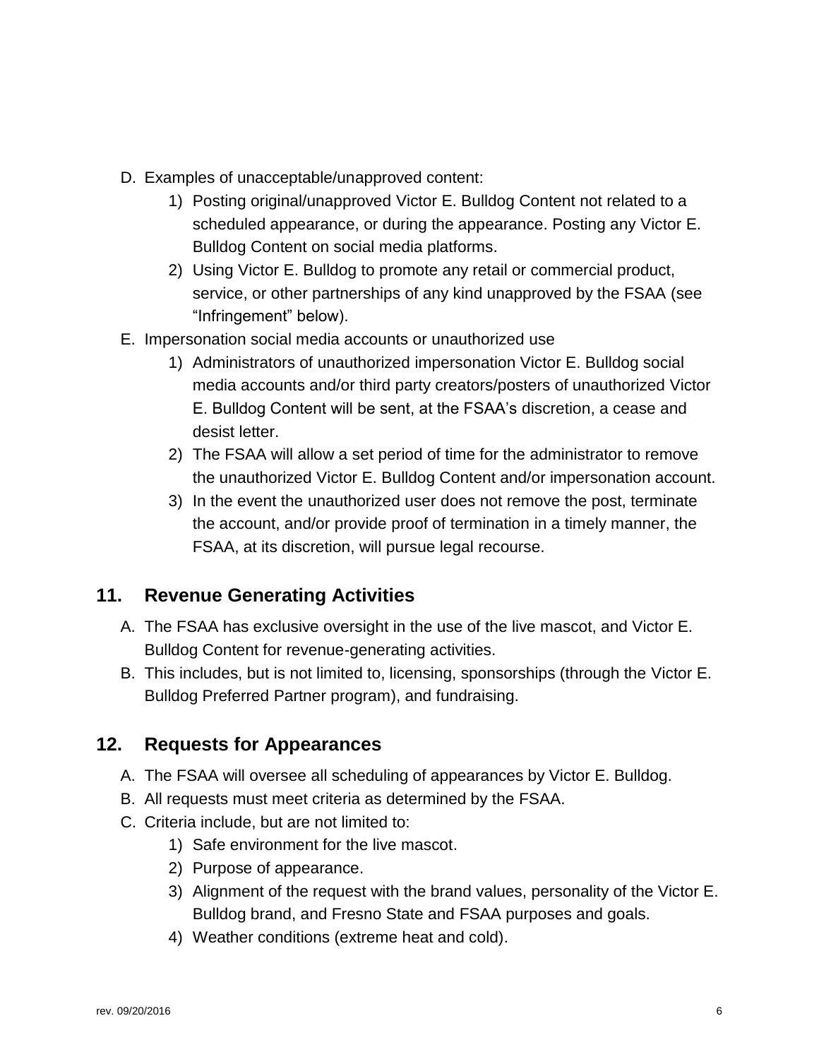D. Examples of unacceptable/unapproved content:
    1) Posting original/unapproved Victor E. Bulldog Content not related to a scheduled appearance, or during the appearance. Posting any Victor E. Bulldog Content on social media platforms.
    2) Using Victor E. Bulldog to promote any retail or commercial product, service, or other partnerships of any kind unapproved by the FSAA (see "Infringement" below).

E. Impersonation social media accounts or unauthorized use
    1) Administrators of unauthorized impersonation Victor E. Bulldog social media accounts and/or third party creators/posters of unauthorized Victor E. Bulldog Content will be sent, at the FSAA's discretion, a cease and desist letter.
    2) The FSAA will allow a set period of time for the administrator to remove the unauthorized Victor E. Bulldog Content and/or impersonation account.
    3) In the event the unauthorized user does not remove the post, terminate the account, and/or provide proof of termination in a timely manner, the FSAA, at its discretion, will pursue legal recourse.

## 11. Revenue Generating Activities

A. The FSAA has exclusive oversight in the use of the live mascot, and Victor E. Bulldog Content for revenue-generating activities.

B. This includes, but is not limited to, licensing, sponsorships (through the Victor E. Bulldog Preferred Partner program), and fundraising.

## 12. Requests for Appearances

A. The FSAA will oversee all scheduling of appearances by Victor E. Bulldog.

B. All requests must meet criteria as determined by the FSAA.

C. Criteria include, but are not limited to:
    1) Safe environment for the live mascot.
    2) Purpose of appearance.
    3) Alignment of the request with the brand values, personality of the Victor E. Bulldog brand, and Fresno State and FSAA purposes and goals.
    4) Weather conditions (extreme heat and cold).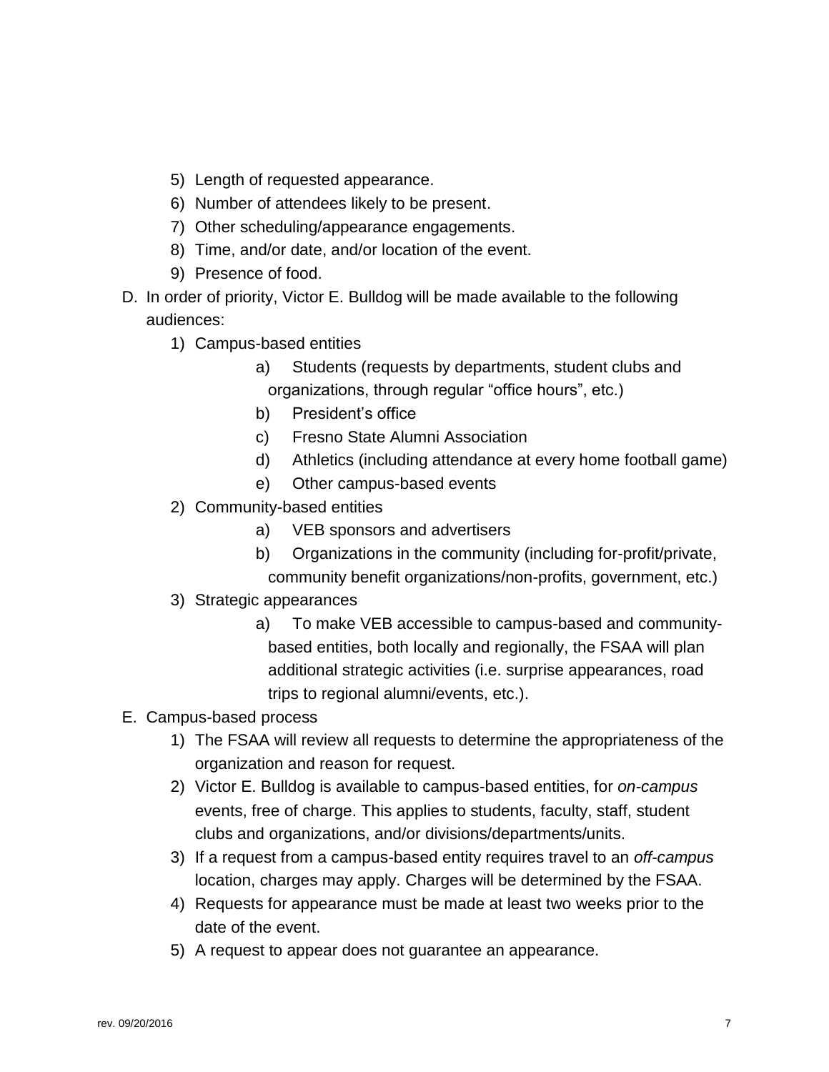5) Length of requested appearance.
6) Number of attendees likely to be present.
7) Other scheduling/appearance engagements.
8) Time, and/or date, and/or location of the event.
9) Presence of food.

D. In order of priority, Victor E. Bulldog will be made available to the following audiences:

1) Campus-based entities
    a) Students (requests by departments, student clubs and organizations, through regular “office hours”, etc.)
    b) President’s office
    c) Fresno State Alumni Association
    d) Athletics (including attendance at every home football game)
    e) Other campus-based events
2) Community-based entities
    a) VEB sponsors and advertisers
    b) Organizations in the community (including for-profit/private, community benefit organizations/non-profits, government, etc.)
3) Strategic appearances
    a) To make VEB accessible to campus-based and community-based entities, both locally and regionally, the FSAA will plan additional strategic activities (i.e. surprise appearances, road trips to regional alumni/events, etc.).

E. Campus-based process

1) The FSAA will review all requests to determine the appropriateness of the organization and reason for request.
2) Victor E. Bulldog is available to campus-based entities, for *on-campus* events, free of charge. This applies to students, faculty, staff, student clubs and organizations, and/or divisions/departments/units.
3) If a request from a campus-based entity requires travel to an *off-campus* location, charges may apply. Charges will be determined by the FSAA.
4) Requests for appearance must be made at least two weeks prior to the date of the event.
5) A request to appear does not guarantee an appearance.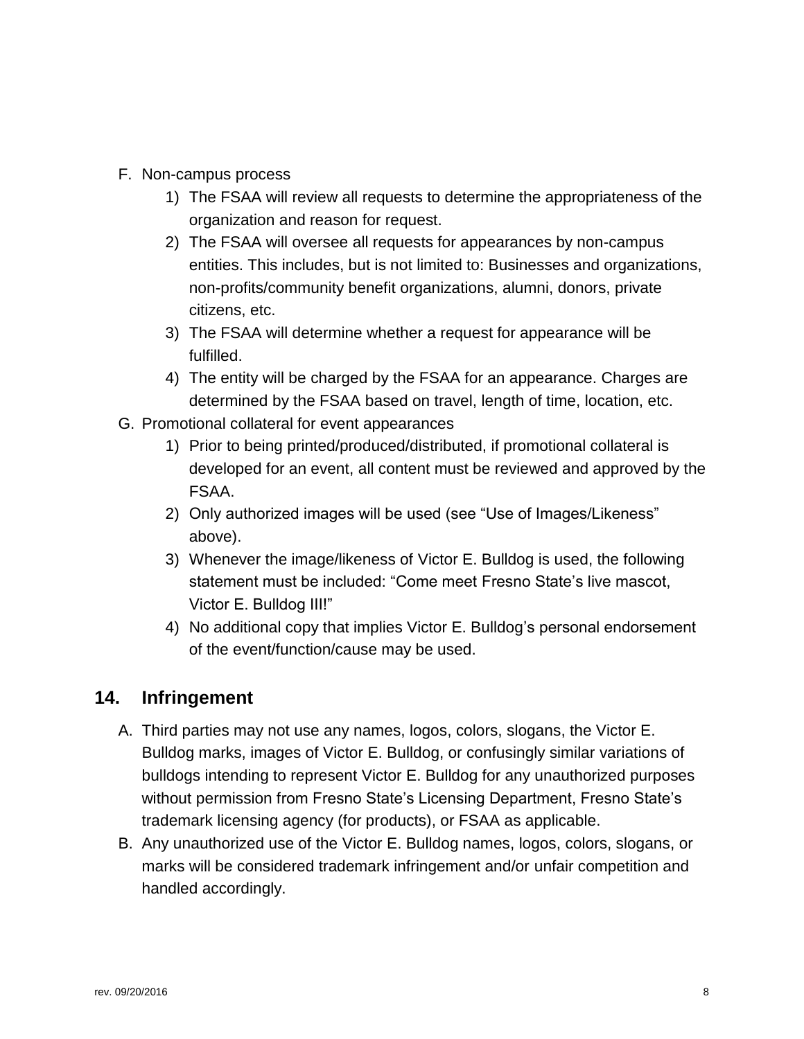F. Non-campus process
    1) The FSAA will review all requests to determine the appropriateness of the organization and reason for request.
    2) The FSAA will oversee all requests for appearances by non-campus entities. This includes, but is not limited to: Businesses and organizations, non-profits/community benefit organizations, alumni, donors, private citizens, etc.
    3) The FSAA will determine whether a request for appearance will be fulfilled.
    4) The entity will be charged by the FSAA for an appearance. Charges are determined by the FSAA based on travel, length of time, location, etc.

G. Promotional collateral for event appearances
    1) Prior to being printed/produced/distributed, if promotional collateral is developed for an event, all content must be reviewed and approved by the FSAA.
    2) Only authorized images will be used (see "Use of Images/Likeness" above).
    3) Whenever the image/likeness of Victor E. Bulldog is used, the following statement must be included: "Come meet Fresno State's live mascot, Victor E. Bulldog III!"
    4) No additional copy that implies Victor E. Bulldog's personal endorsement of the event/function/cause may be used.

## 14. Infringement

A. Third parties may not use any names, logos, colors, slogans, the Victor E. Bulldog marks, images of Victor E. Bulldog, or confusingly similar variations of bulldogs intending to represent Victor E. Bulldog for any unauthorized purposes without permission from Fresno State's Licensing Department, Fresno State's trademark licensing agency (for products), or FSAA as applicable.

B. Any unauthorized use of the Victor E. Bulldog names, logos, colors, slogans, or marks will be considered trademark infringement and/or unfair competition and handled accordingly.